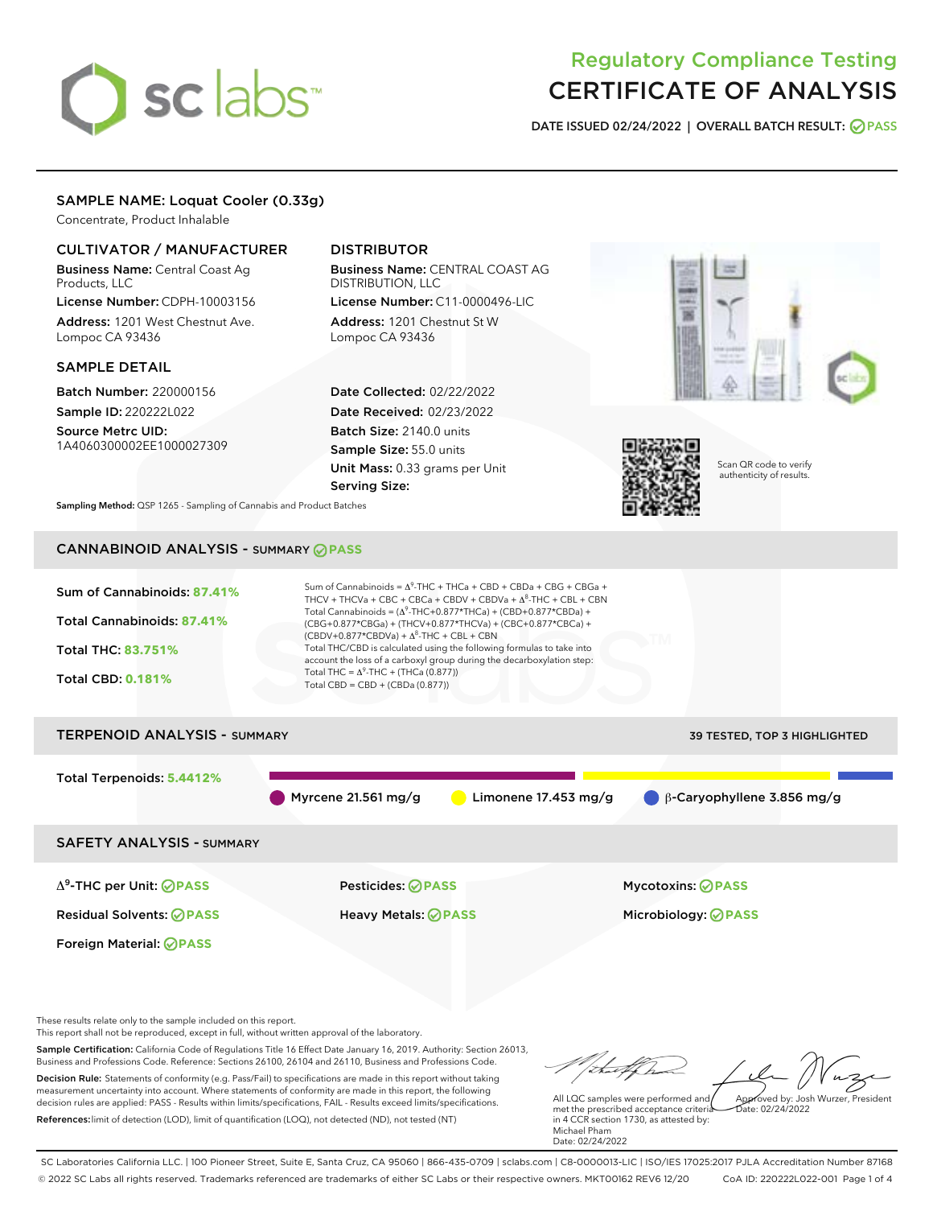# Regulatory Compliance Testing
# CERTIFICATE OF ANALYSIS

**DATE ISSUED 02/24/2022 | OVERALL BATCH RESULT: PASS**

## SAMPLE NAME: Loquat Cooler (0.33g)

Concentrate, Product Inhalable

### CULTIVATOR / MANUFACTURER

**Business Name:** Central Coast Ag Products, LLC
**License Number:** CDPH-10003156
**Address:** 1201 West Chestnut Ave. Lompoc CA 93436

### DISTRIBUTOR

**Business Name:** CENTRAL COAST AG DISTRIBUTION, LLC
**License Number:** C11-0000496-LIC
**Address:** 1201 Chestnut St W Lompoc CA 93436

### SAMPLE DETAIL

**Batch Number:** 220000156
**Sample ID:** 220222L022
**Source Metrc UID:** 1A4060300002EE1000027309

**Date Collected:** 02/22/2022
**Date Received:** 02/23/2022
**Batch Size:** 2140.0 units
**Sample Size:** 55.0 units
**Unit Mass:** 0.33 grams per Unit
**Serving Size:**

Scan QR code to verify authenticity of results.

**Sampling Method:** QSP 1265 - Sampling of Cannabis and Product Batches

## CANNABINOID ANALYSIS - SUMMARY PASS

**Sum of Cannabinoids: 87.41%**
**Total Cannabinoids: 87.41%**
**Total THC: 83.751%**
**Total CBD: 0.181%**

Sum of Cannabinoids = $\Delta^9$-THC + THCa + CBD + CBDa + CBG + CBGa + THCV + THCVa + CBC + CBCa + CBDV + CBDVa + $\Delta^8$-THC + CBL + CBN
Total Cannabinoids = ($\Delta^9$-THC+0.877*THCa) + (CBD+0.877*CBDa) + (CBG+0.877*CBGa) + (THCV+0.877*THCVa) + (CBC+0.877*CBCa) + (CBDV+0.877*CBDVa) + $\Delta^8$-THC + CBL + CBN
Total THC/CBD is calculated using the following formulas to take into account the loss of a carboxyl group during the decarboxylation step:
Total THC = $\Delta^9$-THC + (THCa (0.877))
Total CBD = CBD + (CBDa (0.877))

## TERPENOID ANALYSIS - SUMMARY

39 TESTED, TOP 3 HIGHLIGHTED

**Total Terpenoids: 5.4412%**

Myrcene 21.561 mg/g | Limonene 17.453 mg/g | β-Caryophyllene 3.856 mg/g

## SAFETY ANALYSIS - SUMMARY

| | | |
|---|---|---|
| $\Delta^9$-THC per Unit: PASS | Pesticides: PASS | Mycotoxins: PASS |
| Residual Solvents: PASS | Heavy Metals: PASS | Microbiology: PASS |
| Foreign Material: PASS | | |

These results relate only to the sample included on this report.
This report shall not be reproduced, except in full, without written approval of the laboratory.

**Sample Certification:** California Code of Regulations Title 16 Effect Date January 16, 2019. Authority: Section 26013, Business and Professions Code. Reference: Sections 26100, 26104 and 26110, Business and Professions Code.

**Decision Rule:** Statements of conformity (e.g. Pass/Fail) to specifications are made in this report without taking measurement uncertainty into account. Where statements of conformity are made in this report, the following decision rules are applied: PASS - Results within limits/specifications, FAIL - Results exceed limits/specifications.

**References:** limit of detection (LOD), limit of quantification (LOQ), not detected (ND), not tested (NT)

All LQC samples were performed and met the prescribed acceptance criteria in 4 CCR section 1730, as attested by: Michael Pham
Date: 02/24/2022

Approved by: Josh Wurzer, President
Date: 02/24/2022

SC Laboratories California LLC. | 100 Pioneer Street, Suite E, Santa Cruz, CA 95060 | 866-435-0709 | sclabs.com | C8-0000013-LIC | ISO/IES 17025:2017 PJLA Accreditation Number 87168
© 2022 SC Labs all rights reserved. Trademarks referenced are trademarks of either SC Labs or their respective owners. MKT00162 REV6 12/20 CoA ID: 220222L022-001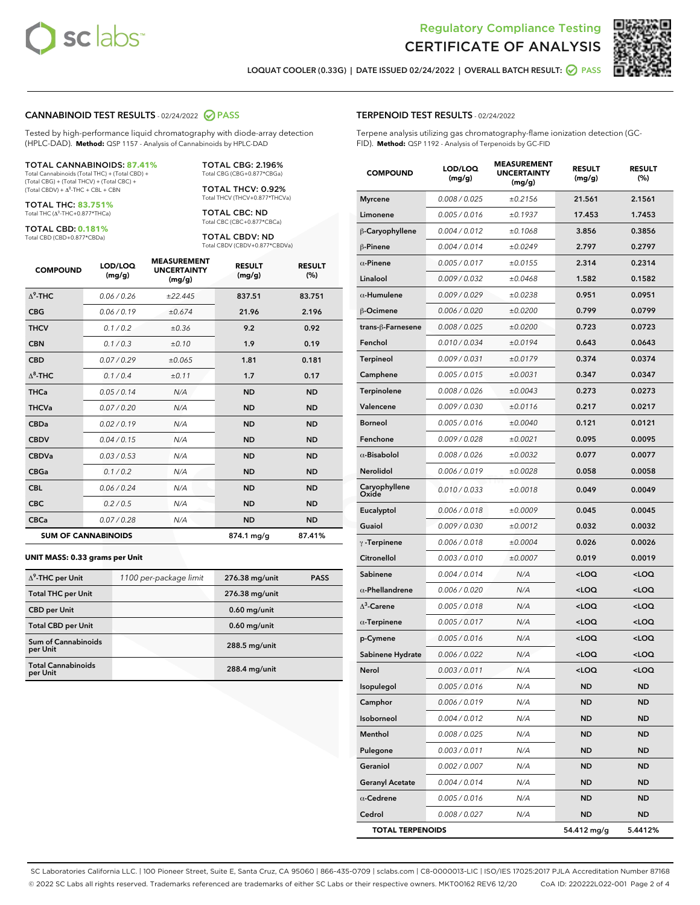# Regulatory Compliance Testing
# CERTIFICATE OF ANALYSIS

LOQUAT COOLER (0.33G) | DATE ISSUED 02/24/2022 | OVERALL BATCH RESULT: PASS

## CANNABINOID TEST RESULTS - 02/24/2022 PASS

Tested by high-performance liquid chromatography with diode-array detection (HPLC-DAD). **Method:** QSP 1157 - Analysis of Cannabinoids by HPLC-DAD

**TOTAL CANNABINOIDS: 87.41%**
Total Cannabinoids (Total THC) + (Total CBD) + (Total CBG) + (Total THCV) + (Total CBC) + (Total CBDV) + $\Delta^8$-THC + CBL + CBN

**TOTAL THC: 83.751%**
Total THC ($\Delta^9$-THC+0.877*THCa)

**TOTAL CBD: 0.181%**
Total CBD (CBD+0.877*CBDa)

**TOTAL CBG: 2.196%**
Total CBG (CBG+0.877*CBGa)

**TOTAL THCV: 0.92%**
Total THCV (THCV+0.877*THCVa)

**TOTAL CBC: ND**
Total CBC (CBC+0.877*CBCa)

**TOTAL CBDV: ND**
Total CBDV (CBDV+0.877*CBDVa)

| COMPOUND | LOD/LOQ (mg/g) | MEASUREMENT UNCERTAINTY (mg/g) | RESULT (mg/g) | RESULT (%) |
|---|---|---|---|---|
| $\Delta^9$-THC | 0.06 / 0.26 | ±22.445 | 837.51 | 83.751 |
| CBG | 0.06 / 0.19 | ±0.674 | 21.96 | 2.196 |
| THCV | 0.1 / 0.2 | ±0.36 | 9.2 | 0.92 |
| CBN | 0.1 / 0.3 | ±0.10 | 1.9 | 0.19 |
| CBD | 0.07 / 0.29 | ±0.065 | 1.81 | 0.181 |
| $\Delta^8$-THC | 0.1 / 0.4 | ±0.11 | 1.7 | 0.17 |
| THCa | 0.05 / 0.14 | N/A | ND | ND |
| THCVa | 0.07 / 0.20 | N/A | ND | ND |
| CBDa | 0.02 / 0.19 | N/A | ND | ND |
| CBDV | 0.04 / 0.15 | N/A | ND | ND |
| CBDVa | 0.03 / 0.53 | N/A | ND | ND |
| CBGa | 0.1 / 0.2 | N/A | ND | ND |
| CBL | 0.06 / 0.24 | N/A | ND | ND |
| CBC | 0.2 / 0.5 | N/A | ND | ND |
| CBCa | 0.07 / 0.28 | N/A | ND | ND |
| **SUM OF CANNABINOIDS** | | | 874.1 mg/g | 87.41% |

### UNIT MASS: 0.33 grams per Unit

| | | | |
|---|---|---|---|
| $\Delta^9$-THC per Unit | 1100 per-package limit | 276.38 mg/unit | PASS |
| Total THC per Unit | | 276.38 mg/unit | |
| CBD per Unit | | 0.60 mg/unit | |
| Total CBD per Unit | | 0.60 mg/unit | |
| Sum of Cannabinoids per Unit | | 288.5 mg/unit | |
| Total Cannabinoids per Unit | | 288.4 mg/unit | |

## TERPENOID TEST RESULTS - 02/24/2022

Terpene analysis utilizing gas chromatography-flame ionization detection (GC-FID). **Method:** QSP 1192 - Analysis of Terpenoids by GC-FID

| COMPOUND | LOD/LOQ (mg/g) | MEASUREMENT UNCERTAINTY (mg/g) | RESULT (mg/g) | RESULT (%) |
|---|---|---|---|---|
| Myrcene | 0.008 / 0.025 | ±0.2156 | 21.561 | 2.1561 |
| Limonene | 0.005 / 0.016 | ±0.1937 | 17.453 | 1.7453 |
| β-Caryophyllene | 0.004 / 0.012 | ±0.1068 | 3.856 | 0.3856 |
| β-Pinene | 0.004 / 0.014 | ±0.0249 | 2.797 | 0.2797 |
| α-Pinene | 0.005 / 0.017 | ±0.0155 | 2.314 | 0.2314 |
| Linalool | 0.009 / 0.032 | ±0.0468 | 1.582 | 0.1582 |
| α-Humulene | 0.009 / 0.029 | ±0.0238 | 0.951 | 0.0951 |
| β-Ocimene | 0.006 / 0.020 | ±0.0200 | 0.799 | 0.0799 |
| trans-β-Farnesene | 0.008 / 0.025 | ±0.0200 | 0.723 | 0.0723 |
| Fenchol | 0.010 / 0.034 | ±0.0194 | 0.643 | 0.0643 |
| Terpineol | 0.009 / 0.031 | ±0.0179 | 0.374 | 0.0374 |
| Camphene | 0.005 / 0.015 | ±0.0031 | 0.347 | 0.0347 |
| Terpinolene | 0.008 / 0.026 | ±0.0043 | 0.273 | 0.0273 |
| Valencene | 0.009 / 0.030 | ±0.0116 | 0.217 | 0.0217 |
| Borneol | 0.005 / 0.016 | ±0.0040 | 0.121 | 0.0121 |
| Fenchone | 0.009 / 0.028 | ±0.0021 | 0.095 | 0.0095 |
| α-Bisabolol | 0.008 / 0.026 | ±0.0032 | 0.077 | 0.0077 |
| Nerolidol | 0.006 / 0.019 | ±0.0028 | 0.058 | 0.0058 |
| Caryophyllene Oxide | 0.010 / 0.033 | ±0.0018 | 0.049 | 0.0049 |
| Eucalyptol | 0.006 / 0.018 | ±0.0009 | 0.045 | 0.0045 |
| Guaiol | 0.009 / 0.030 | ±0.0012 | 0.032 | 0.0032 |
| γ-Terpinene | 0.006 / 0.018 | ±0.0004 | 0.026 | 0.0026 |
| Citronellol | 0.003 / 0.010 | ±0.0007 | 0.019 | 0.0019 |
| Sabinene | 0.004 / 0.014 | N/A | <LOQ | <LOQ |
| α-Phellandrene | 0.006 / 0.020 | N/A | <LOQ | <LOQ |
| $\Delta^3$-Carene | 0.005 / 0.018 | N/A | <LOQ | <LOQ |
| α-Terpinene | 0.005 / 0.017 | N/A | <LOQ | <LOQ |
| p-Cymene | 0.005 / 0.016 | N/A | <LOQ | <LOQ |
| Sabinene Hydrate | 0.006 / 0.022 | N/A | <LOQ | <LOQ |
| Nerol | 0.003 / 0.011 | N/A | <LOQ | <LOQ |
| Isopulegol | 0.005 / 0.016 | N/A | ND | ND |
| Camphor | 0.006 / 0.019 | N/A | ND | ND |
| Isoborneol | 0.004 / 0.012 | N/A | ND | ND |
| Menthol | 0.008 / 0.025 | N/A | ND | ND |
| Pulegone | 0.003 / 0.011 | N/A | ND | ND |
| Geraniol | 0.002 / 0.007 | N/A | ND | ND |
| Geranyl Acetate | 0.004 / 0.014 | N/A | ND | ND |
| α-Cedrene | 0.005 / 0.016 | N/A | ND | ND |
| Cedrol | 0.008 / 0.027 | N/A | ND | ND |
| **TOTAL TERPENOIDS** | | | 54.412 mg/g | 5.4412% |

SC Laboratories California LLC. | 100 Pioneer Street, Suite E, Santa Cruz, CA 95060 | 866-435-0709 | sclabs.com | C8-0000013-LIC | ISO/IES 17025:2017 PJLA Accreditation Number 87168
© 2022 SC Labs all rights reserved. Trademarks referenced are trademarks of either SC Labs or their respective owners. MKT00162 REV6 12/20 CoA ID: 220222L022-001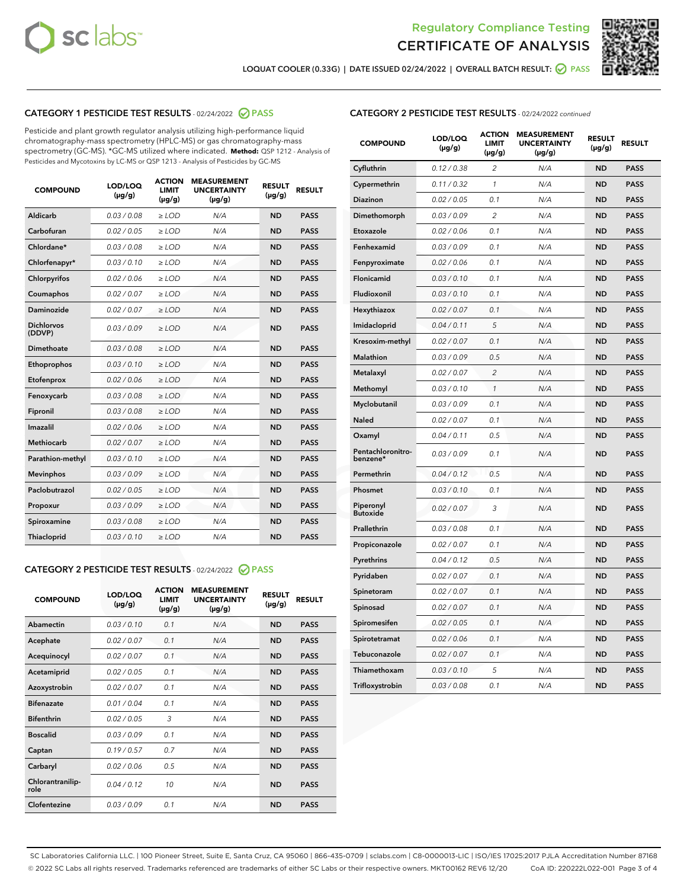Regulatory Compliance Testing

# CERTIFICATE OF ANALYSIS

LOQUAT COOLER (0.33G) | DATE ISSUED 02/24/2022 | OVERALL BATCH RESULT: PASS

## CATEGORY 1 PESTICIDE TEST RESULTS - 02/24/2022 PASS

Pesticide and plant growth regulator analysis utilizing high-performance liquid chromatography-mass spectrometry (HPLC-MS) or gas chromatography-mass spectrometry (GC-MS). *GC-MS utilized where indicated. **Method:** QSP 1212 - Analysis of Pesticides and Mycotoxins by LC-MS or QSP 1213 - Analysis of Pesticides by GC-MS

| COMPOUND | LOD/LOQ (µg/g) | ACTION LIMIT (µg/g) | MEASUREMENT UNCERTAINTY (µg/g) | RESULT (µg/g) | RESULT |
|---|---|---|---|---|---|
| Aldicarb | 0.03 / 0.08 | ≥ LOD | N/A | ND | PASS |
| Carbofuran | 0.02 / 0.05 | ≥ LOD | N/A | ND | PASS |
| Chlordane* | 0.03 / 0.08 | ≥ LOD | N/A | ND | PASS |
| Chlorfenapyr* | 0.03 / 0.10 | ≥ LOD | N/A | ND | PASS |
| Chlorpyrifos | 0.02 / 0.06 | ≥ LOD | N/A | ND | PASS |
| Coumaphos | 0.02 / 0.07 | ≥ LOD | N/A | ND | PASS |
| Daminozide | 0.02 / 0.07 | ≥ LOD | N/A | ND | PASS |
| Dichlorvos (DDVP) | 0.03 / 0.09 | ≥ LOD | N/A | ND | PASS |
| Dimethoate | 0.03 / 0.08 | ≥ LOD | N/A | ND | PASS |
| Ethoprophos | 0.03 / 0.10 | ≥ LOD | N/A | ND | PASS |
| Etofenprox | 0.02 / 0.06 | ≥ LOD | N/A | ND | PASS |
| Fenoxycarb | 0.03 / 0.08 | ≥ LOD | N/A | ND | PASS |
| Fipronil | 0.03 / 0.08 | ≥ LOD | N/A | ND | PASS |
| Imazalil | 0.02 / 0.06 | ≥ LOD | N/A | ND | PASS |
| Methiocarb | 0.02 / 0.07 | ≥ LOD | N/A | ND | PASS |
| Parathion-methyl | 0.03 / 0.10 | ≥ LOD | N/A | ND | PASS |
| Mevinphos | 0.03 / 0.09 | ≥ LOD | N/A | ND | PASS |
| Paclobutrazol | 0.02 / 0.05 | ≥ LOD | N/A | ND | PASS |
| Propoxur | 0.03 / 0.09 | ≥ LOD | N/A | ND | PASS |
| Spiroxamine | 0.03 / 0.08 | ≥ LOD | N/A | ND | PASS |
| Thiacloprid | 0.03 / 0.10 | ≥ LOD | N/A | ND | PASS |

## CATEGORY 2 PESTICIDE TEST RESULTS - 02/24/2022 PASS

| COMPOUND | LOD/LOQ (µg/g) | ACTION LIMIT (µg/g) | MEASUREMENT UNCERTAINTY (µg/g) | RESULT (µg/g) | RESULT |
|---|---|---|---|---|---|
| Abamectin | 0.03 / 0.10 | 0.1 | N/A | ND | PASS |
| Acephate | 0.02 / 0.07 | 0.1 | N/A | ND | PASS |
| Acequinocyl | 0.02 / 0.07 | 0.1 | N/A | ND | PASS |
| Acetamiprid | 0.02 / 0.05 | 0.1 | N/A | ND | PASS |
| Azoxystrobin | 0.02 / 0.07 | 0.1 | N/A | ND | PASS |
| Bifenazate | 0.01 / 0.04 | 0.1 | N/A | ND | PASS |
| Bifenthrin | 0.02 / 0.05 | 3 | N/A | ND | PASS |
| Boscalid | 0.03 / 0.09 | 0.1 | N/A | ND | PASS |
| Captan | 0.19 / 0.57 | 0.7 | N/A | ND | PASS |
| Carbaryl | 0.02 / 0.06 | 0.5 | N/A | ND | PASS |
| Chlorantraniliprole | 0.04 / 0.12 | 10 | N/A | ND | PASS |
| Clofentezine | 0.03 / 0.09 | 0.1 | N/A | ND | PASS |
| Cyfluthrin | 0.12 / 0.38 | 2 | N/A | ND | PASS |
| Cypermethrin | 0.11 / 0.32 | 1 | N/A | ND | PASS |
| Diazinon | 0.02 / 0.05 | 0.1 | N/A | ND | PASS |
| Dimethomorph | 0.03 / 0.09 | 2 | N/A | ND | PASS |
| Etoxazole | 0.02 / 0.06 | 0.1 | N/A | ND | PASS |
| Fenhexamid | 0.03 / 0.09 | 0.1 | N/A | ND | PASS |
| Fenpyroximate | 0.02 / 0.06 | 0.1 | N/A | ND | PASS |
| Flonicamid | 0.03 / 0.10 | 0.1 | N/A | ND | PASS |
| Fludioxonil | 0.03 / 0.10 | 0.1 | N/A | ND | PASS |
| Hexythiazox | 0.02 / 0.07 | 0.1 | N/A | ND | PASS |
| Imidacloprid | 0.04 / 0.11 | 5 | N/A | ND | PASS |
| Kresoxim-methyl | 0.02 / 0.07 | 0.1 | N/A | ND | PASS |
| Malathion | 0.03 / 0.09 | 0.5 | N/A | ND | PASS |
| Metalaxyl | 0.02 / 0.07 | 2 | N/A | ND | PASS |
| Methomyl | 0.03 / 0.10 | 1 | N/A | ND | PASS |
| Myclobutanil | 0.03 / 0.09 | 0.1 | N/A | ND | PASS |
| Naled | 0.02 / 0.07 | 0.1 | N/A | ND | PASS |
| Oxamyl | 0.04 / 0.11 | 0.5 | N/A | ND | PASS |
| Pentachloronitrobenzene* | 0.03 / 0.09 | 0.1 | N/A | ND | PASS |
| Permethrin | 0.04 / 0.12 | 0.5 | N/A | ND | PASS |
| Phosmet | 0.03 / 0.10 | 0.1 | N/A | ND | PASS |
| Piperonyl Butoxide | 0.02 / 0.07 | 3 | N/A | ND | PASS |
| Prallethrin | 0.03 / 0.08 | 0.1 | N/A | ND | PASS |
| Propiconazole | 0.02 / 0.07 | 0.1 | N/A | ND | PASS |
| Pyrethrins | 0.04 / 0.12 | 0.5 | N/A | ND | PASS |
| Pyridaben | 0.02 / 0.07 | 0.1 | N/A | ND | PASS |
| Spinetoram | 0.02 / 0.07 | 0.1 | N/A | ND | PASS |
| Spinosad | 0.02 / 0.07 | 0.1 | N/A | ND | PASS |
| Spiromesifen | 0.02 / 0.05 | 0.1 | N/A | ND | PASS |
| Spirotetramat | 0.02 / 0.06 | 0.1 | N/A | ND | PASS |
| Tebuconazole | 0.02 / 0.07 | 0.1 | N/A | ND | PASS |
| Thiamethoxam | 0.03 / 0.10 | 5 | N/A | ND | PASS |
| Trifloxystrobin | 0.03 / 0.08 | 0.1 | N/A | ND | PASS |

SC Laboratories California LLC. | 100 Pioneer Street, Suite E, Santa Cruz, CA 95060 | 866-435-0709 | sclabs.com | C8-0000013-LIC | ISO/IES 17025:2017 PJLA Accreditation Number 87168
© 2022 SC Labs all rights reserved. Trademarks referenced are trademarks of either SC Labs or their respective owners. MKT00162 REV6 12/20 CoA ID: 220222L022-001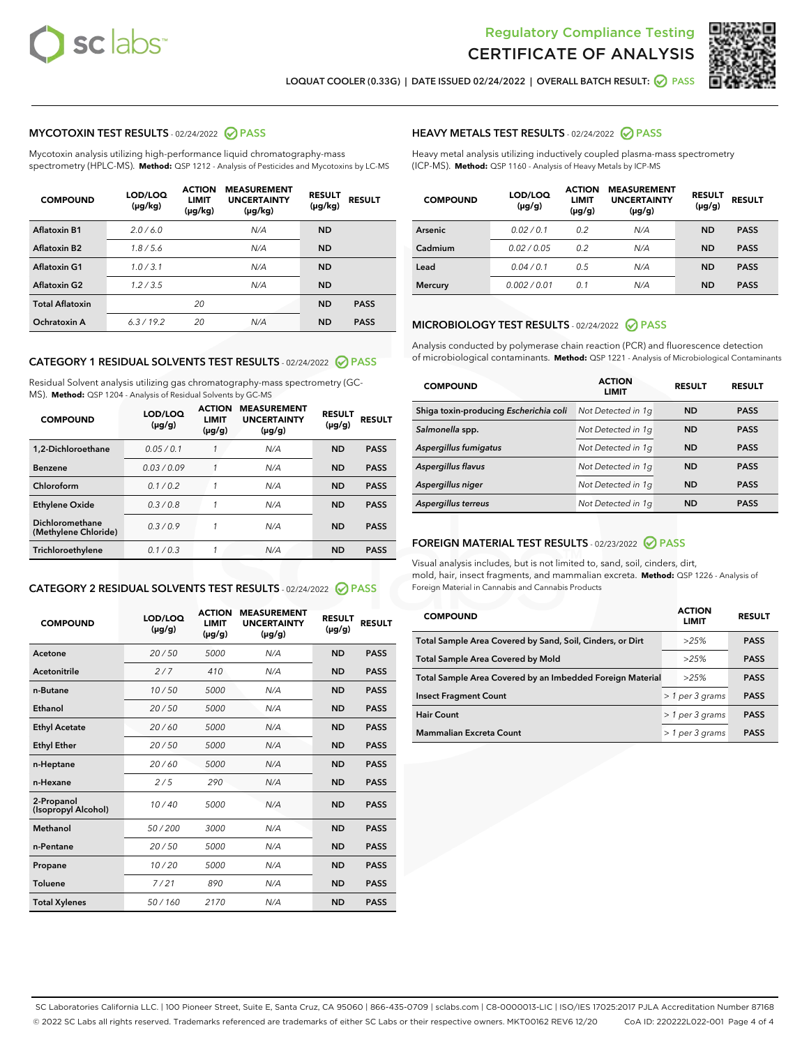Regulatory Compliance Testing

# CERTIFICATE OF ANALYSIS

LOQUAT COOLER (0.33G) | DATE ISSUED 02/24/2022 | OVERALL BATCH RESULT: PASS

## MYCOTOXIN TEST RESULTS - 02/24/2022 PASS

Mycotoxin analysis utilizing high-performance liquid chromatography-mass spectrometry (HPLC-MS). **Method:** QSP 1212 - Analysis of Pesticides and Mycotoxins by LC-MS

| COMPOUND | LOD/LOQ (µg/kg) | ACTION LIMIT (µg/kg) | MEASUREMENT UNCERTAINTY (µg/kg) | RESULT (µg/kg) | RESULT |
|---|---|---|---|---|---|
| Aflatoxin B1 | 2.0 / 6.0 | | N/A | ND | |
| Aflatoxin B2 | 1.8 / 5.6 | | N/A | ND | |
| Aflatoxin G1 | 1.0 / 3.1 | | N/A | ND | |
| Aflatoxin G2 | 1.2 / 3.5 | | N/A | ND | |
| Total Aflatoxin | | 20 | | ND | PASS |
| Ochratoxin A | 6.3 / 19.2 | 20 | N/A | ND | PASS |

## CATEGORY 1 RESIDUAL SOLVENTS TEST RESULTS - 02/24/2022 PASS

Residual Solvent analysis utilizing gas chromatography-mass spectrometry (GC-MS). **Method:** QSP 1204 - Analysis of Residual Solvents by GC-MS

| COMPOUND | LOD/LOQ (µg/g) | ACTION LIMIT (µg/g) | MEASUREMENT UNCERTAINTY (µg/g) | RESULT (µg/g) | RESULT |
|---|---|---|---|---|---|
| 1,2-Dichloroethane | 0.05 / 0.1 | 1 | N/A | ND | PASS |
| Benzene | 0.03 / 0.09 | 1 | N/A | ND | PASS |
| Chloroform | 0.1 / 0.2 | 1 | N/A | ND | PASS |
| Ethylene Oxide | 0.3 / 0.8 | 1 | N/A | ND | PASS |
| Dichloromethane (Methylene Chloride) | 0.3 / 0.9 | 1 | N/A | ND | PASS |
| Trichloroethylene | 0.1 / 0.3 | 1 | N/A | ND | PASS |

## CATEGORY 2 RESIDUAL SOLVENTS TEST RESULTS - 02/24/2022 PASS

| COMPOUND | LOD/LOQ (µg/g) | ACTION LIMIT (µg/g) | MEASUREMENT UNCERTAINTY (µg/g) | RESULT (µg/g) | RESULT |
|---|---|---|---|---|---|
| Acetone | 20 / 50 | 5000 | N/A | ND | PASS |
| Acetonitrile | 2 / 7 | 410 | N/A | ND | PASS |
| n-Butane | 10 / 50 | 5000 | N/A | ND | PASS |
| Ethanol | 20 / 50 | 5000 | N/A | ND | PASS |
| Ethyl Acetate | 20 / 60 | 5000 | N/A | ND | PASS |
| Ethyl Ether | 20 / 50 | 5000 | N/A | ND | PASS |
| n-Heptane | 20 / 60 | 5000 | N/A | ND | PASS |
| n-Hexane | 2 / 5 | 290 | N/A | ND | PASS |
| 2-Propanol (Isopropyl Alcohol) | 10 / 40 | 5000 | N/A | ND | PASS |
| Methanol | 50 / 200 | 3000 | N/A | ND | PASS |
| n-Pentane | 20 / 50 | 5000 | N/A | ND | PASS |
| Propane | 10 / 20 | 5000 | N/A | ND | PASS |
| Toluene | 7 / 21 | 890 | N/A | ND | PASS |
| Total Xylenes | 50 / 160 | 2170 | N/A | ND | PASS |

## HEAVY METALS TEST RESULTS - 02/24/2022 PASS

Heavy metal analysis utilizing inductively coupled plasma-mass spectrometry (ICP-MS). **Method:** QSP 1160 - Analysis of Heavy Metals by ICP-MS

| COMPOUND | LOD/LOQ (µg/g) | ACTION LIMIT (µg/g) | MEASUREMENT UNCERTAINTY (µg/g) | RESULT (µg/g) | RESULT |
|---|---|---|---|---|---|
| Arsenic | 0.02 / 0.1 | 0.2 | N/A | ND | PASS |
| Cadmium | 0.02 / 0.05 | 0.2 | N/A | ND | PASS |
| Lead | 0.04 / 0.1 | 0.5 | N/A | ND | PASS |
| Mercury | 0.002 / 0.01 | 0.1 | N/A | ND | PASS |

## MICROBIOLOGY TEST RESULTS - 02/24/2022 PASS

Analysis conducted by polymerase chain reaction (PCR) and fluorescence detection of microbiological contaminants. **Method:** QSP 1221 - Analysis of Microbiological Contaminants

| COMPOUND | ACTION LIMIT | RESULT | RESULT |
|---|---|---|---|
| Shiga toxin-producing *Escherichia coli* | Not Detected in 1g | ND | PASS |
| *Salmonella* spp. | Not Detected in 1g | ND | PASS |
| *Aspergillus fumigatus* | Not Detected in 1g | ND | PASS |
| *Aspergillus flavus* | Not Detected in 1g | ND | PASS |
| *Aspergillus niger* | Not Detected in 1g | ND | PASS |
| *Aspergillus terreus* | Not Detected in 1g | ND | PASS |

## FOREIGN MATERIAL TEST RESULTS - 02/23/2022 PASS

Visual analysis includes, but is not limited to, sand, soil, cinders, dirt, mold, hair, insect fragments, and mammalian excreta. **Method:** QSP 1226 - Analysis of Foreign Material in Cannabis and Cannabis Products

| COMPOUND | ACTION LIMIT | RESULT |
|---|---|---|
| Total Sample Area Covered by Sand, Soil, Cinders, or Dirt | >25% | PASS |
| Total Sample Area Covered by Mold | >25% | PASS |
| Total Sample Area Covered by an Imbedded Foreign Material | >25% | PASS |
| Insect Fragment Count | > 1 per 3 grams | PASS |
| Hair Count | > 1 per 3 grams | PASS |
| Mammalian Excreta Count | > 1 per 3 grams | PASS |

SC Laboratories California LLC. | 100 Pioneer Street, Suite E, Santa Cruz, CA 95060 | 866-435-0709 | sclabs.com | C8-0000013-LIC | ISO/IES 17025:2017 PJLA Accreditation Number 87168
© 2022 SC Labs all rights reserved. Trademarks referenced are trademarks of either SC Labs or their respective owners. MKT00162 REV6 12/20 CoA ID: 220222L022-001